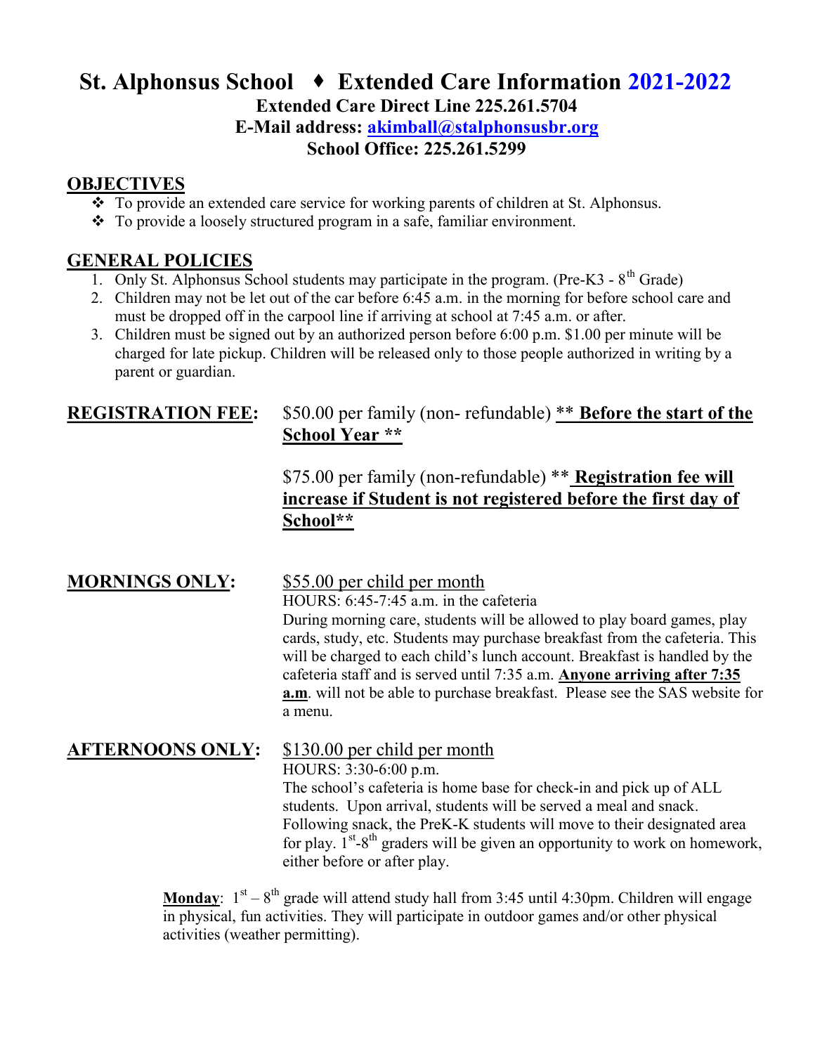# St. Alphonsus School ♦ Extended Care Information 2021-2022

**Extended Care Direct Line 225.261.5704**
**E-Mail address: akimball@stalphonsusbr.org**
**School Office: 225.261.5299**

## OBJECTIVES

- To provide an extended care service for working parents of children at St. Alphonsus.
- To provide a loosely structured program in a safe, familiar environment.

## GENERAL POLICIES

1. Only St. Alphonsus School students may participate in the program. (Pre-K3 - 8th Grade)
2. Children may not be let out of the car before 6:45 a.m. in the morning for before school care and must be dropped off in the carpool line if arriving at school at 7:45 a.m. or after.
3. Children must be signed out by an authorized person before 6:00 p.m. $1.00 per minute will be charged for late pickup. Children will be released only to those people authorized in writing by a parent or guardian.

**REGISTRATION FEE:** $50.00 per family (non- refundable) ** **Before the start of the School Year** **

$75.00 per family (non-refundable) ** **Registration fee will increase if Student is not registered before the first day of School****

**MORNINGS ONLY:** $55.00 per child per month

HOURS: 6:45-7:45 a.m. in the cafeteria

During morning care, students will be allowed to play board games, play cards, study, etc. Students may purchase breakfast from the cafeteria. This will be charged to each child's lunch account. Breakfast is handled by the cafeteria staff and is served until 7:35 a.m. **Anyone arriving after 7:35 a.m**. will not be able to purchase breakfast. Please see the SAS website for a menu.

**AFTERNOONS ONLY:** $130.00 per child per month

HOURS: 3:30-6:00 p.m.

The school's cafeteria is home base for check-in and pick up of ALL students. Upon arrival, students will be served a meal and snack. Following snack, the PreK-K students will move to their designated area for play. 1st-8th graders will be given an opportunity to work on homework, either before or after play.

**Monday**: 1st – 8th grade will attend study hall from 3:45 until 4:30pm. Children will engage in physical, fun activities. They will participate in outdoor games and/or other physical activities (weather permitting).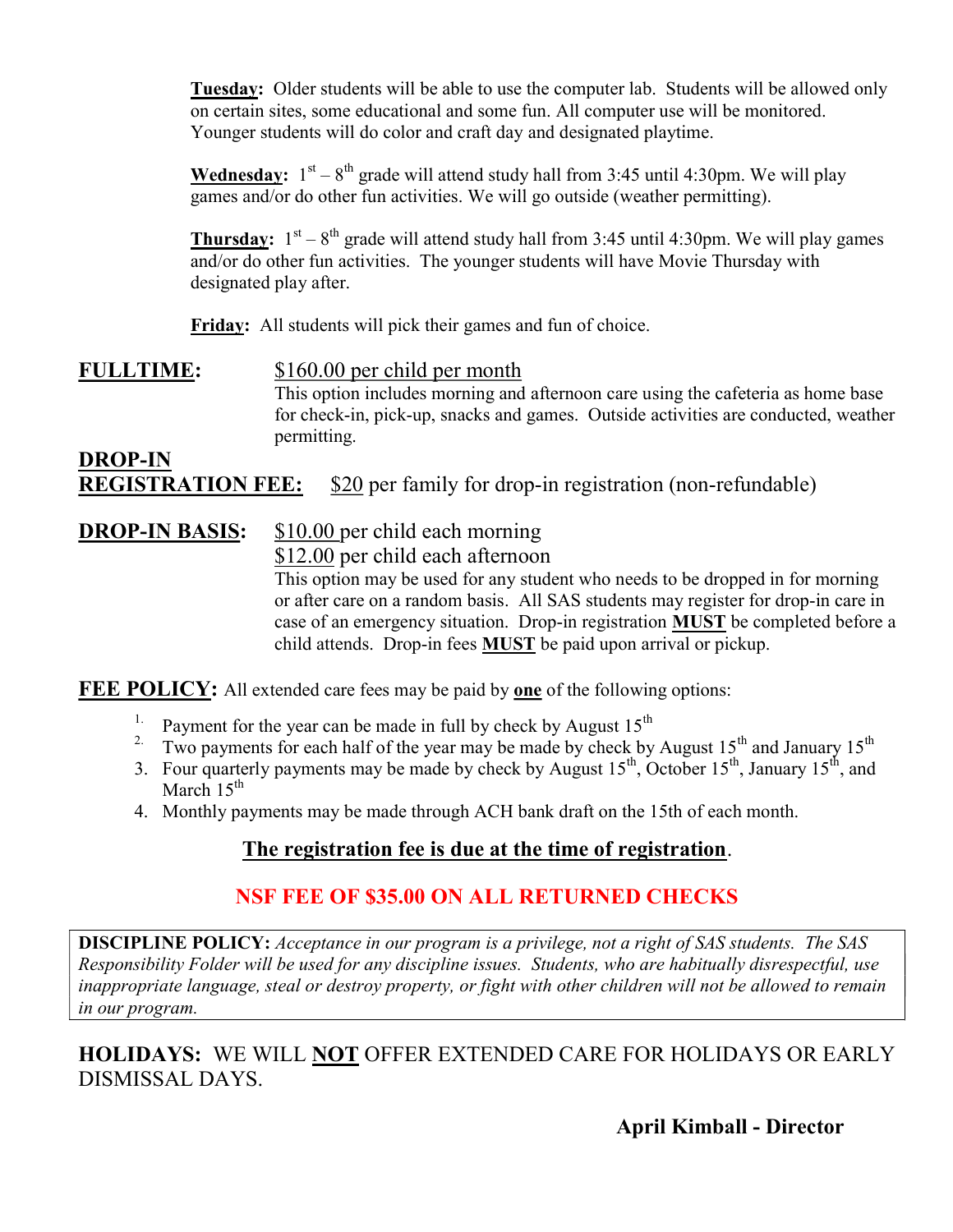**Tuesday:** Older students will be able to use the computer lab. Students will be allowed only on certain sites, some educational and some fun. All computer use will be monitored. Younger students will do color and craft day and designated playtime.

**Wednesday:** 1st – 8th grade will attend study hall from 3:45 until 4:30pm. We will play games and/or do other fun activities. We will go outside (weather permitting).

**Thursday:** 1st – 8th grade will attend study hall from 3:45 until 4:30pm. We will play games and/or do other fun activities. The younger students will have Movie Thursday with designated play after.

**Friday:** All students will pick their games and fun of choice.

**FULLTIME:** $160.00 per child per month

This option includes morning and afternoon care using the cafeteria as home base for check-in, pick-up, snacks and games. Outside activities are conducted, weather permitting.

**DROP-IN REGISTRATION FEE:** $20 per family for drop-in registration (non-refundable)

**DROP-IN BASIS:** $10.00 per child each morning

$12.00 per child each afternoon

This option may be used for any student who needs to be dropped in for morning or after care on a random basis. All SAS students may register for drop-in care in case of an emergency situation. Drop-in registration **MUST** be completed before a child attends. Drop-in fees **MUST** be paid upon arrival or pickup.

**FEE POLICY:** All extended care fees may be paid by **one** of the following options:

1. Payment for the year can be made in full by check by August 15th
2. Two payments for each half of the year may be made by check by August 15th and January 15th
3. Four quarterly payments may be made by check by August 15th, October 15th, January 15th, and March 15th
4. Monthly payments may be made through ACH bank draft on the 15th of each month.

**The registration fee is due at the time of registration.**

**NSF FEE OF $35.00 ON ALL RETURNED CHECKS**

**DISCIPLINE POLICY:** *Acceptance in our program is a privilege, not a right of SAS students. The SAS Responsibility Folder will be used for any discipline issues. Students, who are habitually disrespectful, use inappropriate language, steal or destroy property, or fight with other children will not be allowed to remain in our program.*

**HOLIDAYS:** WE WILL **NOT** OFFER EXTENDED CARE FOR HOLIDAYS OR EARLY DISMISSAL DAYS.

**April Kimball - Director**